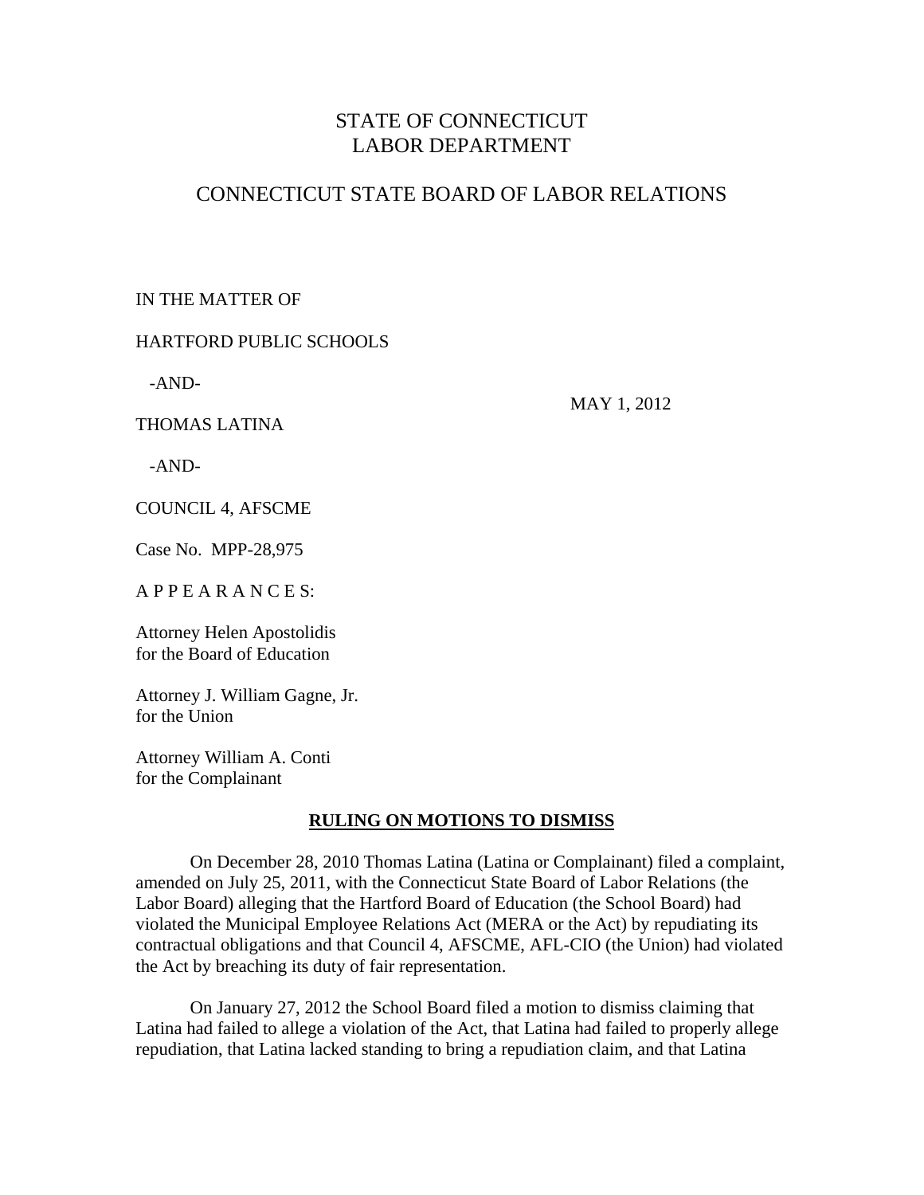STATE OF CONNECTICUT
LABOR DEPARTMENT

CONNECTICUT STATE BOARD OF LABOR RELATIONS

IN THE MATTER OF

HARTFORD PUBLIC SCHOOLS

-AND-

MAY 1, 2012

THOMAS LATINA

-AND-

COUNCIL 4, AFSCME

Case No. MPP-28,975

A P P E A R A N C E S:

Attorney Helen Apostolidis
for the Board of Education

Attorney J. William Gagne, Jr.
for the Union

Attorney William A. Conti
for the Complainant

## RULING ON MOTIONS TO DISMISS

On December 28, 2010 Thomas Latina (Latina or Complainant) filed a complaint, amended on July 25, 2011, with the Connecticut State Board of Labor Relations (the Labor Board) alleging that the Hartford Board of Education (the School Board) had violated the Municipal Employee Relations Act (MERA or the Act) by repudiating its contractual obligations and that Council 4, AFSCME, AFL-CIO (the Union) had violated the Act by breaching its duty of fair representation.

On January 27, 2012 the School Board filed a motion to dismiss claiming that Latina had failed to allege a violation of the Act, that Latina had failed to properly allege repudiation, that Latina lacked standing to bring a repudiation claim, and that Latina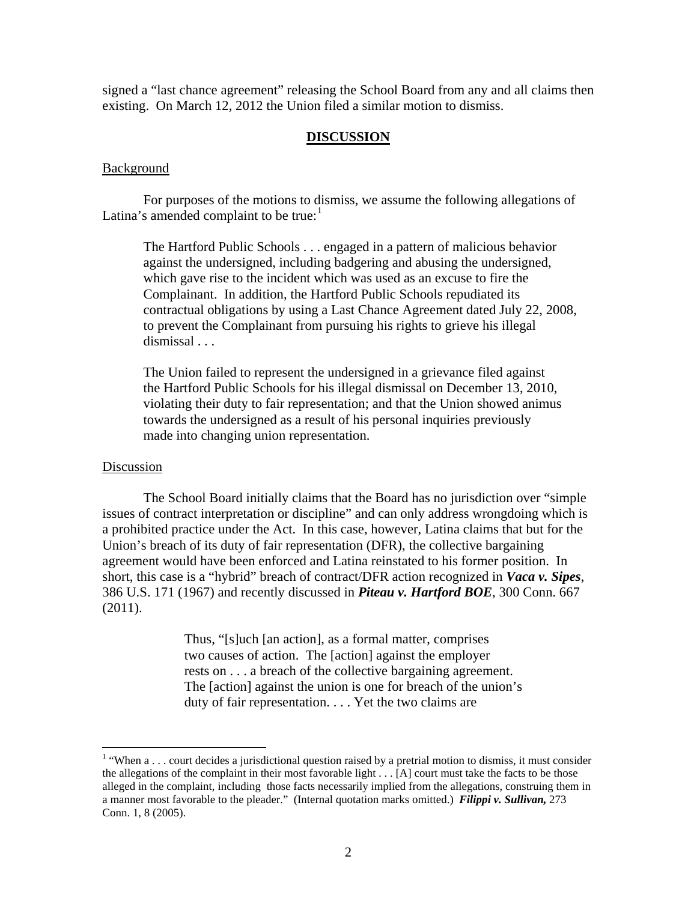signed a "last chance agreement" releasing the School Board from any and all claims then existing. On March 12, 2012 the Union filed a similar motion to dismiss.

## DISCUSSION

Background

For purposes of the motions to dismiss, we assume the following allegations of Latina's amended complaint to be true:[1]

> The Hartford Public Schools . . . engaged in a pattern of malicious behavior against the undersigned, including badgering and abusing the undersigned, which gave rise to the incident which was used as an excuse to fire the Complainant. In addition, the Hartford Public Schools repudiated its contractual obligations by using a Last Chance Agreement dated July 22, 2008, to prevent the Complainant from pursuing his rights to grieve his illegal dismissal . . .
>
> The Union failed to represent the undersigned in a grievance filed against the Hartford Public Schools for his illegal dismissal on December 13, 2010, violating their duty to fair representation; and that the Union showed animus towards the undersigned as a result of his personal inquiries previously made into changing union representation.

Discussion

The School Board initially claims that the Board has no jurisdiction over "simple issues of contract interpretation or discipline" and can only address wrongdoing which is a prohibited practice under the Act. In this case, however, Latina claims that but for the Union's breach of its duty of fair representation (DFR), the collective bargaining agreement would have been enforced and Latina reinstated to his former position. In short, this case is a "hybrid" breach of contract/DFR action recognized in ***Vaca v. Sipes***, 386 U.S. 171 (1967) and recently discussed in ***Piteau v. Hartford BOE***, 300 Conn. 667 (2011).

> Thus, "[s]uch [an action], as a formal matter, comprises two causes of action. The [action] against the employer rests on . . . a breach of the collective bargaining agreement. The [action] against the union is one for breach of the union's duty of fair representation. . . . Yet the two claims are

---

[1] "When a . . . court decides a jurisdictional question raised by a pretrial motion to dismiss, it must consider the allegations of the complaint in their most favorable light . . . [A] court must take the facts to be those alleged in the complaint, including those facts necessarily implied from the allegations, construing them in a manner most favorable to the pleader." (Internal quotation marks omitted.) ***Filippi v. Sullivan,*** 273 Conn. 1, 8 (2005).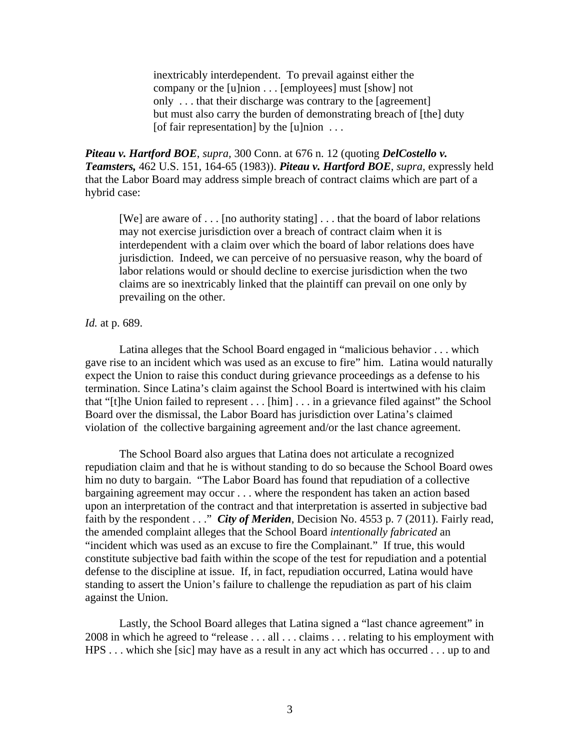> inextricably interdependent. To prevail against either the company or the [u]nion . . . [employees] must [show] not only . . . that their discharge was contrary to the [agreement] but must also carry the burden of demonstrating breach of [the] duty [of fair representation] by the [u]nion . . .

***Piteau v. Hartford BOE***, *supra,* 300 Conn. at 676 n. 12 (quoting ***DelCostello v. Teamsters,*** 462 U.S. 151, 164-65 (1983)). ***Piteau v. Hartford BOE***, *supra,* expressly held that the Labor Board may address simple breach of contract claims which are part of a hybrid case:

> [We] are aware of . . . [no authority stating] . . . that the board of labor relations may not exercise jurisdiction over a breach of contract claim when it is interdependent with a claim over which the board of labor relations does have jurisdiction. Indeed, we can perceive of no persuasive reason, why the board of labor relations would or should decline to exercise jurisdiction when the two claims are so inextricably linked that the plaintiff can prevail on one only by prevailing on the other.

*Id.* at p. 689.

Latina alleges that the School Board engaged in "malicious behavior . . . which gave rise to an incident which was used as an excuse to fire" him. Latina would naturally expect the Union to raise this conduct during grievance proceedings as a defense to his termination. Since Latina's claim against the School Board is intertwined with his claim that "[t]he Union failed to represent . . . [him] . . . in a grievance filed against" the School Board over the dismissal, the Labor Board has jurisdiction over Latina's claimed violation of the collective bargaining agreement and/or the last chance agreement.

The School Board also argues that Latina does not articulate a recognized repudiation claim and that he is without standing to do so because the School Board owes him no duty to bargain. "The Labor Board has found that repudiation of a collective bargaining agreement may occur . . . where the respondent has taken an action based upon an interpretation of the contract and that interpretation is asserted in subjective bad faith by the respondent . . ." ***City of Meriden***, Decision No. 4553 p. 7 (2011). Fairly read, the amended complaint alleges that the School Board *intentionally fabricated* an "incident which was used as an excuse to fire the Complainant." If true, this would constitute subjective bad faith within the scope of the test for repudiation and a potential defense to the discipline at issue. If, in fact, repudiation occurred, Latina would have standing to assert the Union's failure to challenge the repudiation as part of his claim against the Union.

Lastly, the School Board alleges that Latina signed a "last chance agreement" in 2008 in which he agreed to "release . . . all . . . claims . . . relating to his employment with HPS . . . which she [sic] may have as a result in any act which has occurred . . . up to and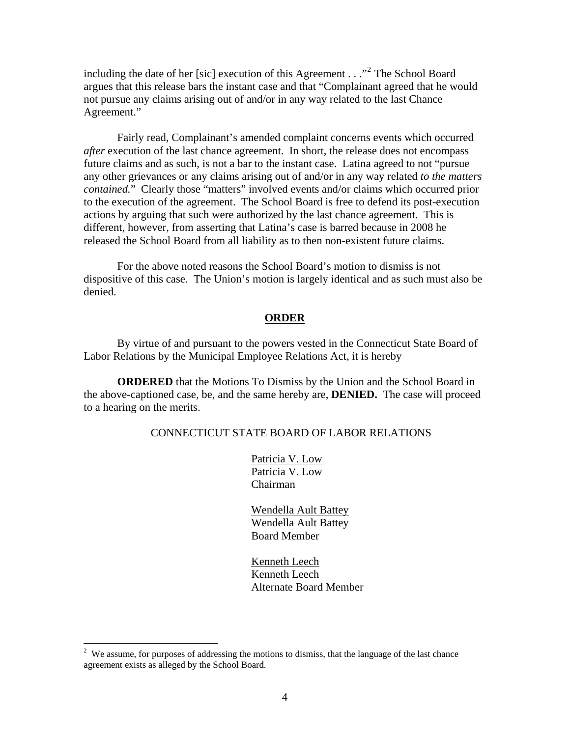including the date of her [sic] execution of this Agreement . . ."[2] The School Board argues that this release bars the instant case and that "Complainant agreed that he would not pursue any claims arising out of and/or in any way related to the last Chance Agreement."

Fairly read, Complainant's amended complaint concerns events which occurred *after* execution of the last chance agreement. In short, the release does not encompass future claims and as such, is not a bar to the instant case. Latina agreed to not "pursue any other grievances or any claims arising out of and/or in any way related *to the matters contained.*" Clearly those "matters" involved events and/or claims which occurred prior to the execution of the agreement. The School Board is free to defend its post-execution actions by arguing that such were authorized by the last chance agreement. This is different, however, from asserting that Latina's case is barred because in 2008 he released the School Board from all liability as to then non-existent future claims.

For the above noted reasons the School Board's motion to dismiss is not dispositive of this case. The Union's motion is largely identical and as such must also be denied.

## ORDER

By virtue of and pursuant to the powers vested in the Connecticut State Board of Labor Relations by the Municipal Employee Relations Act, it is hereby

**ORDERED** that the Motions To Dismiss by the Union and the School Board in the above-captioned case, be, and the same hereby are, **DENIED.** The case will proceed to a hearing on the merits.

CONNECTICUT STATE BOARD OF LABOR RELATIONS

Patricia V. Low
Patricia V. Low
Chairman

Wendella Ault Battey
Wendella Ault Battey
Board Member

Kenneth Leech
Kenneth Leech
Alternate Board Member

---

[2] We assume, for purposes of addressing the motions to dismiss, that the language of the last chance agreement exists as alleged by the School Board.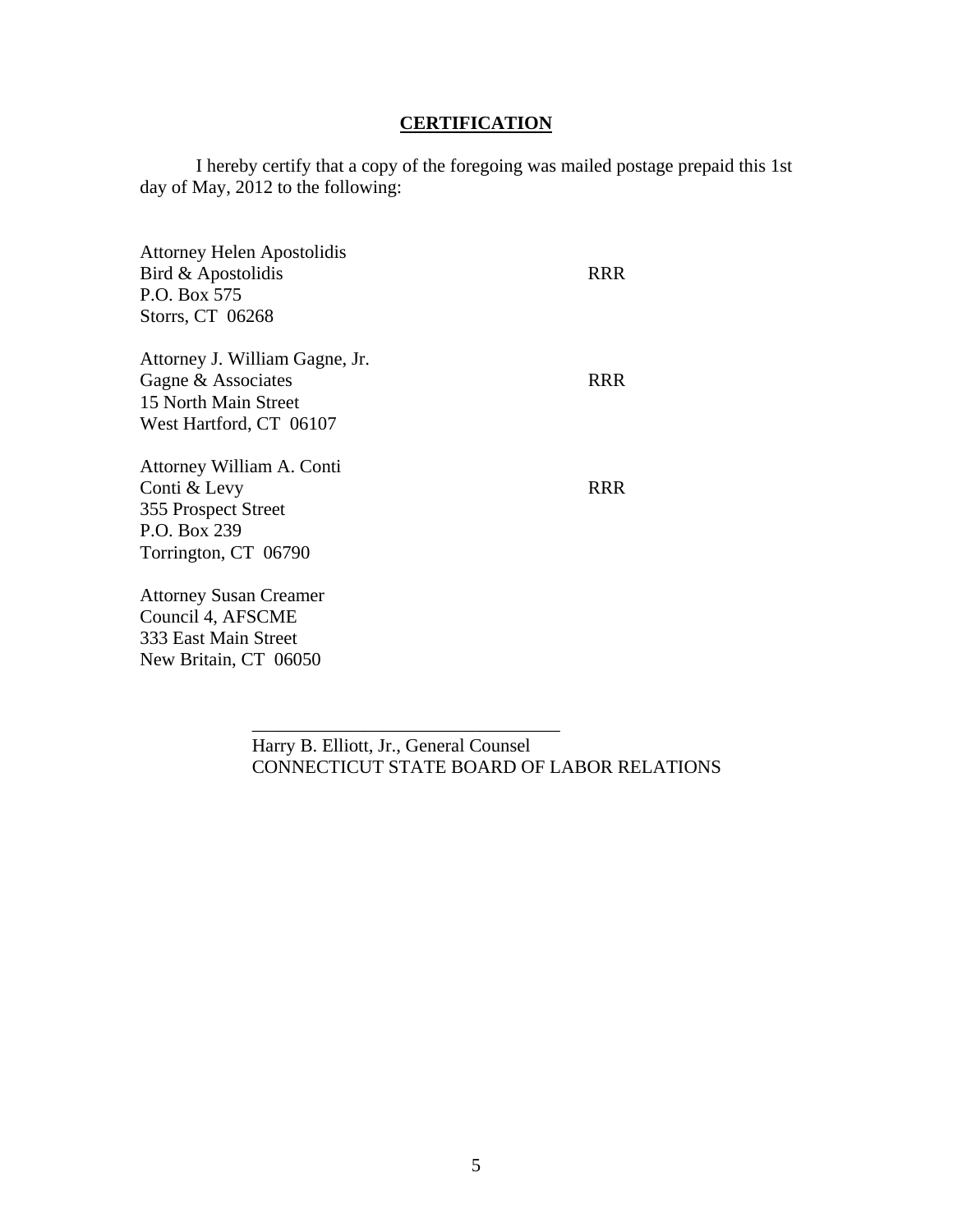## CERTIFICATION

I hereby certify that a copy of the foregoing was mailed postage prepaid this 1st day of May, 2012 to the following:

Attorney Helen Apostolidis
Bird & Apostolidis RRR
P.O. Box 575
Storrs, CT 06268

Attorney J. William Gagne, Jr.
Gagne & Associates RRR
15 North Main Street
West Hartford, CT 06107

Attorney William A. Conti
Conti & Levy RRR
355 Prospect Street
P.O. Box 239
Torrington, CT 06790

Attorney Susan Creamer
Council 4, AFSCME
333 East Main Street
New Britain, CT 06050

_________________________________
Harry B. Elliott, Jr., General Counsel
CONNECTICUT STATE BOARD OF LABOR RELATIONS